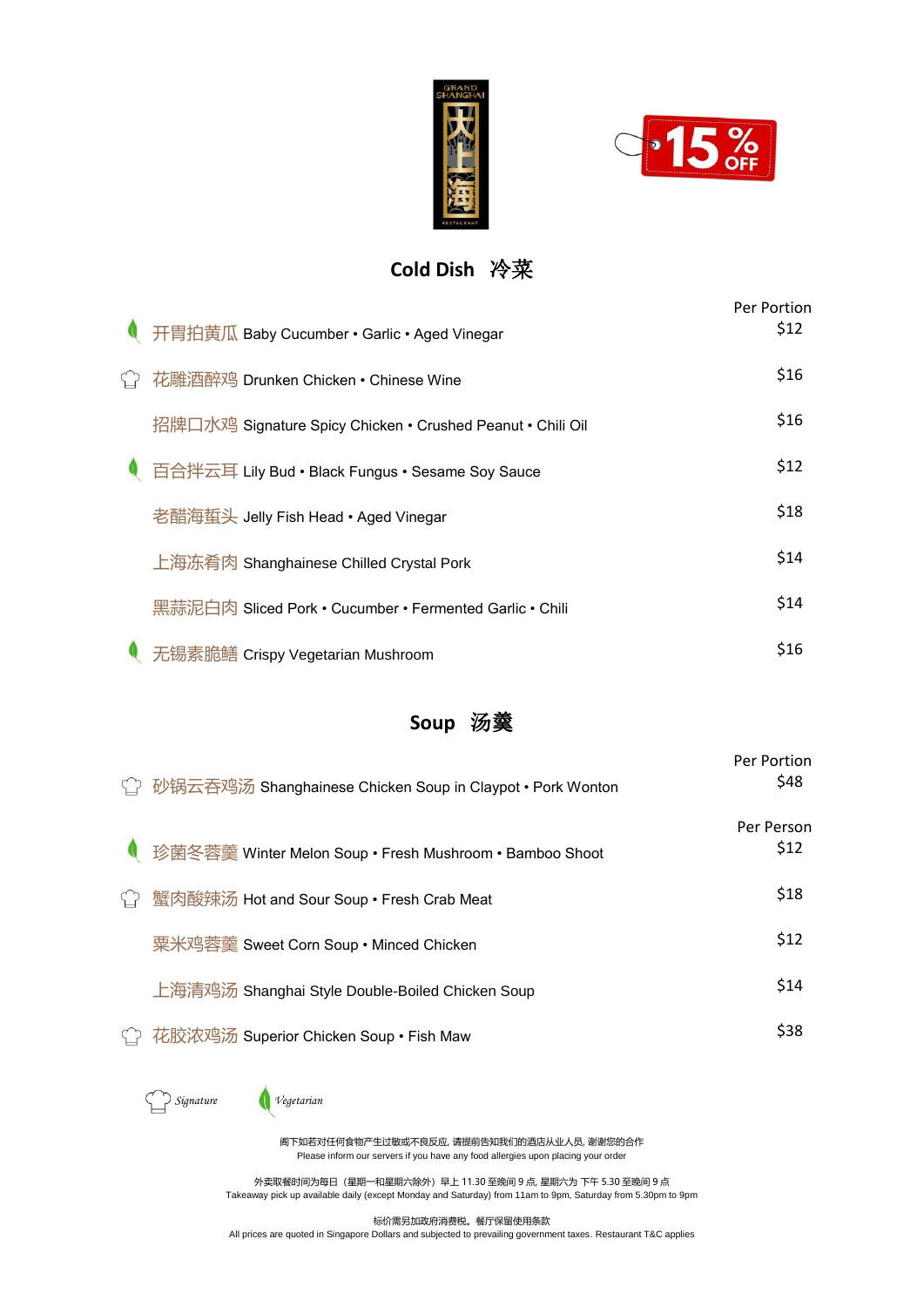GRAND SHANGHAI 大上海 RESTAURANT

15% OFF

## Cold Dish 冷菜

| Dish | Per Portion |
|---|---|
| 开胃拍黄瓜 Baby Cucumber • Garlic • Aged Vinegar (Vegetarian) | $12 |
| 花雕酒醉鸡 Drunken Chicken • Chinese Wine (Signature) | $16 |
| 招牌口水鸡 Signature Spicy Chicken • Crushed Peanut • Chili Oil | $16 |
| 百合拌云耳 Lily Bud • Black Fungus • Sesame Soy Sauce (Vegetarian) | $12 |
| 老醋海蜇头 Jelly Fish Head • Aged Vinegar | $18 |
| 上海冻肴肉 Shanghainese Chilled Crystal Pork | $14 |
| 黑蒜泥白肉 Sliced Pork • Cucumber • Fermented Garlic • Chili | $14 |
| 无锡素脆鳝 Crispy Vegetarian Mushroom (Vegetarian) | $16 |

## Soup 汤羹

| Dish | Price |
|---|---|
| 砂锅云吞鸡汤 Shanghainese Chicken Soup in Claypot • Pork Wonton (Signature) | Per Portion $48 |
| 珍菌冬蓉羹 Winter Melon Soup • Fresh Mushroom • Bamboo Shoot (Vegetarian) | Per Person $12 |
| 蟹肉酸辣汤 Hot and Sour Soup • Fresh Crab Meat (Signature) | $18 |
| 粟米鸡蓉羹 Sweet Corn Soup • Minced Chicken | $12 |
| 上海清鸡汤 Shanghai Style Double-Boiled Chicken Soup | $14 |
| 花胶浓鸡汤 Superior Chicken Soup • Fish Maw (Signature) | $38 |

*Signature* *Vegetarian*

阁下如若对任何食物产生过敏或不良反应, 请提前告知我们的酒店从业人员, 谢谢您的合作
Please inform our servers if you have any food allergies upon placing your order

外卖取餐时间为每日（星期一和星期六除外）早上 11.30 至晚间 9 点, 星期六为 下午 5.30 至晚间 9 点
Takeaway pick up available daily (except Monday and Saturday) from 11am to 9pm, Saturday from 5.30pm to 9pm

标价需另加政府消费税。餐厅保留使用条款
All prices are quoted in Singapore Dollars and subjected to prevailing government taxes. Restaurant T&C applies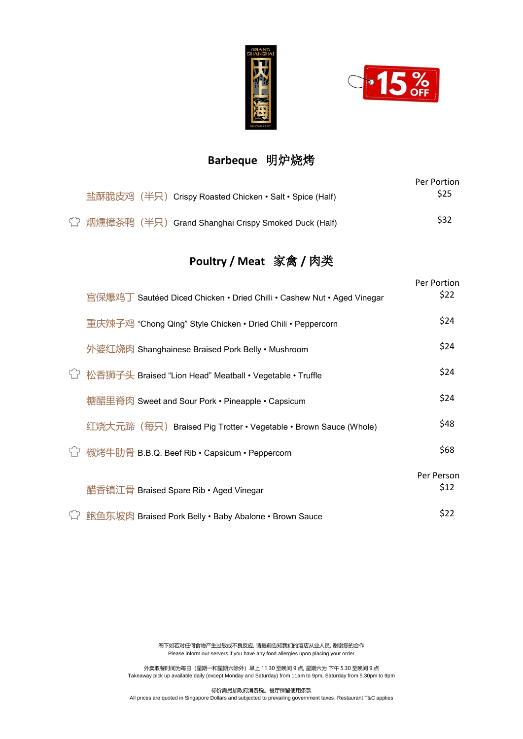15% OFF

## Barbeque 明炉烧烤

| Item | Per Portion |
|---|---|
| 盐酥脆皮鸡（半只）Crispy Roasted Chicken • Salt • Spice (Half) | $25 |
| 烟熏樟茶鸭（半只）Grand Shanghai Crispy Smoked Duck (Half) | $32 |

## Poultry / Meat 家禽 / 肉类

| Item | Per Portion |
|---|---|
| 宫保爆鸡丁 Sautéed Diced Chicken • Dried Chilli • Cashew Nut • Aged Vinegar | $22 |
| 重庆辣子鸡 "Chong Qing" Style Chicken • Dried Chili • Peppercorn | $24 |
| 外婆红烧肉 Shanghainese Braised Pork Belly • Mushroom | $24 |
| 松香狮子头 Braised "Lion Head" Meatball • Vegetable • Truffle | $24 |
| 糖醋里脊肉 Sweet and Sour Pork • Pineapple • Capsicum | $24 |
| 红烧大元蹄（每只）Braised Pig Trotter • Vegetable • Brown Sauce (Whole) | $48 |
| 椒烤牛肋骨 B.B.Q. Beef Rib • Capsicum • Peppercorn | $68 |

| Item | Per Person |
|---|---|
| 醋香镇江骨 Braised Spare Rib • Aged Vinegar | $12 |
| 鲍鱼东坡肉 Braised Pork Belly • Baby Abalone • Brown Sauce | $22 |

阁下如若对任何食物产生过敏或不良反应, 请提前告知我们的酒店从业人员, 谢谢您的合作
Please inform our servers if you have any food allergies upon placing your order

外卖取餐时间为每日（星期一和星期六除外）早上 11.30 至晚间 9 点, 星期六为 下午 5.30 至晚间 9 点
Takeaway pick up available daily (except Monday and Saturday) from 11am to 9pm, Saturday from 5.30pm to 9pm

标价需另加政府消费税。餐厅保留使用条款
All prices are quoted in Singapore Dollars and subjected to prevailing government taxes. Restaurant T&C applies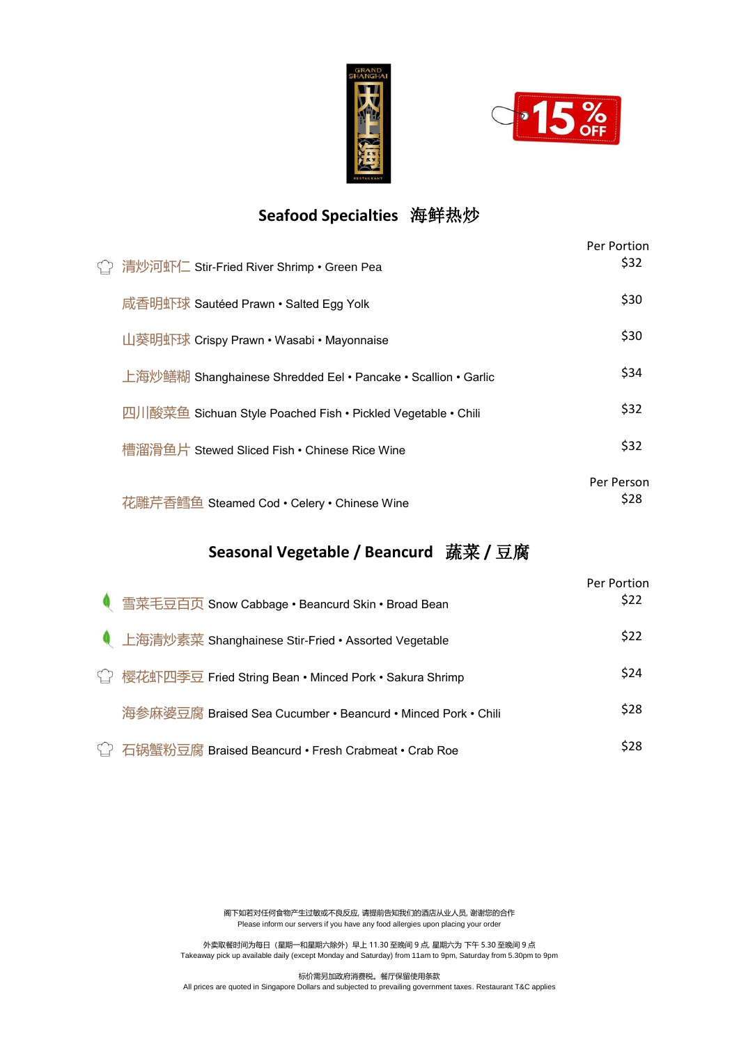15% OFF

## Seafood Specialties 海鲜热炒

| Dish | Price |
|---|---|
| | Per Portion |
| 清炒河虾仁 Stir-Fried River Shrimp • Green Pea | $32 |
| 咸香明虾球 Sautéed Prawn • Salted Egg Yolk | $30 |
| 山葵明虾球 Crispy Prawn • Wasabi • Mayonnaise | $30 |
| 上海炒鳝糊 Shanghainese Shredded Eel • Pancake • Scallion • Garlic | $34 |
| 四川酸菜鱼 Sichuan Style Poached Fish • Pickled Vegetable • Chili | $32 |
| 槽溜滑鱼片 Stewed Sliced Fish • Chinese Rice Wine | $32 |
| | Per Person |
| 花雕芹香鳕鱼 Steamed Cod • Celery • Chinese Wine | $28 |

## Seasonal Vegetable / Beancurd 蔬菜 / 豆腐

| Dish | Price |
|---|---|
| | Per Portion |
| 雪菜毛豆百页 Snow Cabbage • Beancurd Skin • Broad Bean | $22 |
| 上海清炒素菜 Shanghainese Stir-Fried • Assorted Vegetable | $22 |
| 樱花虾四季豆 Fried String Bean • Minced Pork • Sakura Shrimp | $24 |
| 海参麻婆豆腐 Braised Sea Cucumber • Beancurd • Minced Pork • Chili | $28 |
| 石锅蟹粉豆腐 Braised Beancurd • Fresh Crabmeat • Crab Roe | $28 |

阁下如若对任何食物产生过敏或不良反应, 请提前告知我们的酒店从业人员, 谢谢您的合作
Please inform our servers if you have any food allergies upon placing your order

外卖取餐时间为每日（星期一和星期六除外）早上 11.30 至晚间 9 点, 星期六为 下午 5.30 至晚间 9 点
Takeaway pick up available daily (except Monday and Saturday) from 11am to 9pm, Saturday from 5.30pm to 9pm

标价需另加政府消费税。餐厅保留使用条款
All prices are quoted in Singapore Dollars and subjected to prevailing government taxes. Restaurant T&C applies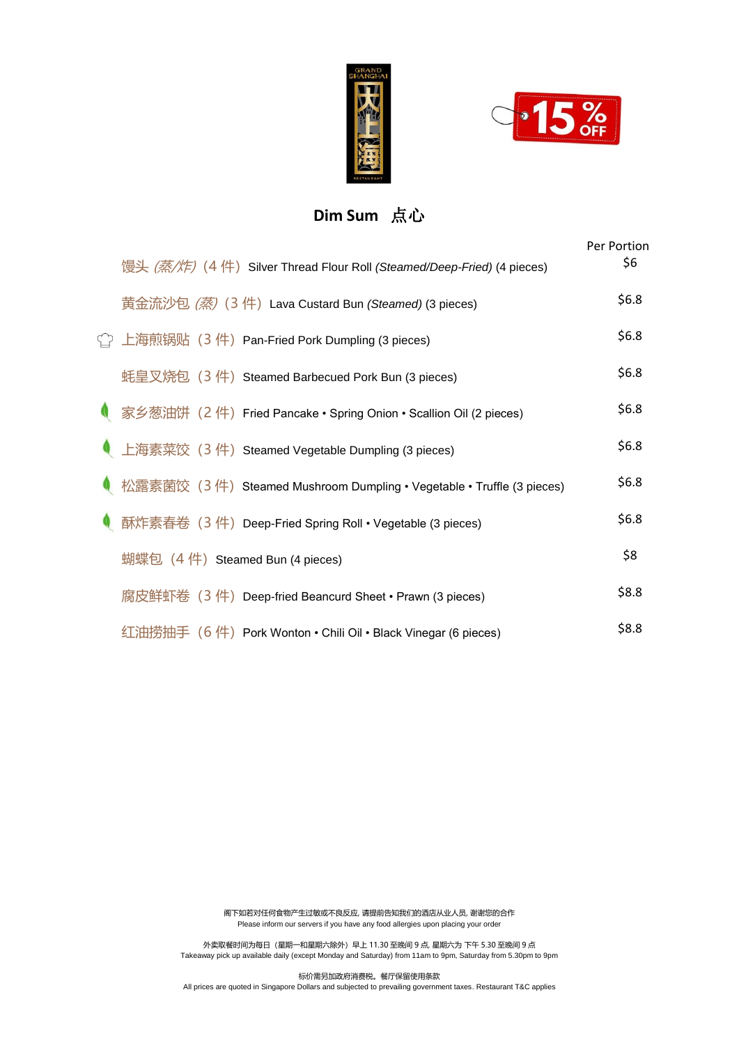## Dim Sum 点心

| Item | Per Portion |
|---|---|
| 馒头 *(蒸/炸)*（4 件）Silver Thread Flour Roll *(Steamed/Deep-Fried)* (4 pieces) | $6 |
| 黄金流沙包 *(蒸)*（3 件）Lava Custard Bun *(Steamed)* (3 pieces) | $6.8 |
| 上海煎锅贴（3 件）Pan-Fried Pork Dumpling (3 pieces) | $6.8 |
| 蚝皇叉烧包（3 件）Steamed Barbecued Pork Bun (3 pieces) | $6.8 |
| 家乡葱油饼（2 件）Fried Pancake • Spring Onion • Scallion Oil (2 pieces) | $6.8 |
| 上海素菜饺（3 件）Steamed Vegetable Dumpling (3 pieces) | $6.8 |
| 松露素菌饺（3 件）Steamed Mushroom Dumpling • Vegetable • Truffle (3 pieces) | $6.8 |
| 酥炸素春卷（3 件）Deep-Fried Spring Roll • Vegetable (3 pieces) | $6.8 |
| 蝴蝶包（4 件）Steamed Bun (4 pieces) | $8 |
| 腐皮鲜虾卷（3 件）Deep-fried Beancurd Sheet • Prawn (3 pieces) | $8.8 |
| 红油捞抽手（6 件）Pork Wonton • Chili Oil • Black Vinegar (6 pieces) | $8.8 |

阁下如若对任何食物产生过敏或不良反应, 请提前告知我们的酒店从业人员, 谢谢您的合作
Please inform our servers if you have any food allergies upon placing your order

外卖取餐时间为每日（星期一和星期六除外）早上 11.30 至晚间 9 点, 星期六为 下午 5.30 至晚间 9 点
Takeaway pick up available daily (except Monday and Saturday) from 11am to 9pm, Saturday from 5.30pm to 9pm

标价需另加政府消费税。餐厅保留使用条款
All prices are quoted in Singapore Dollars and subjected to prevailing government taxes. Restaurant T&C applies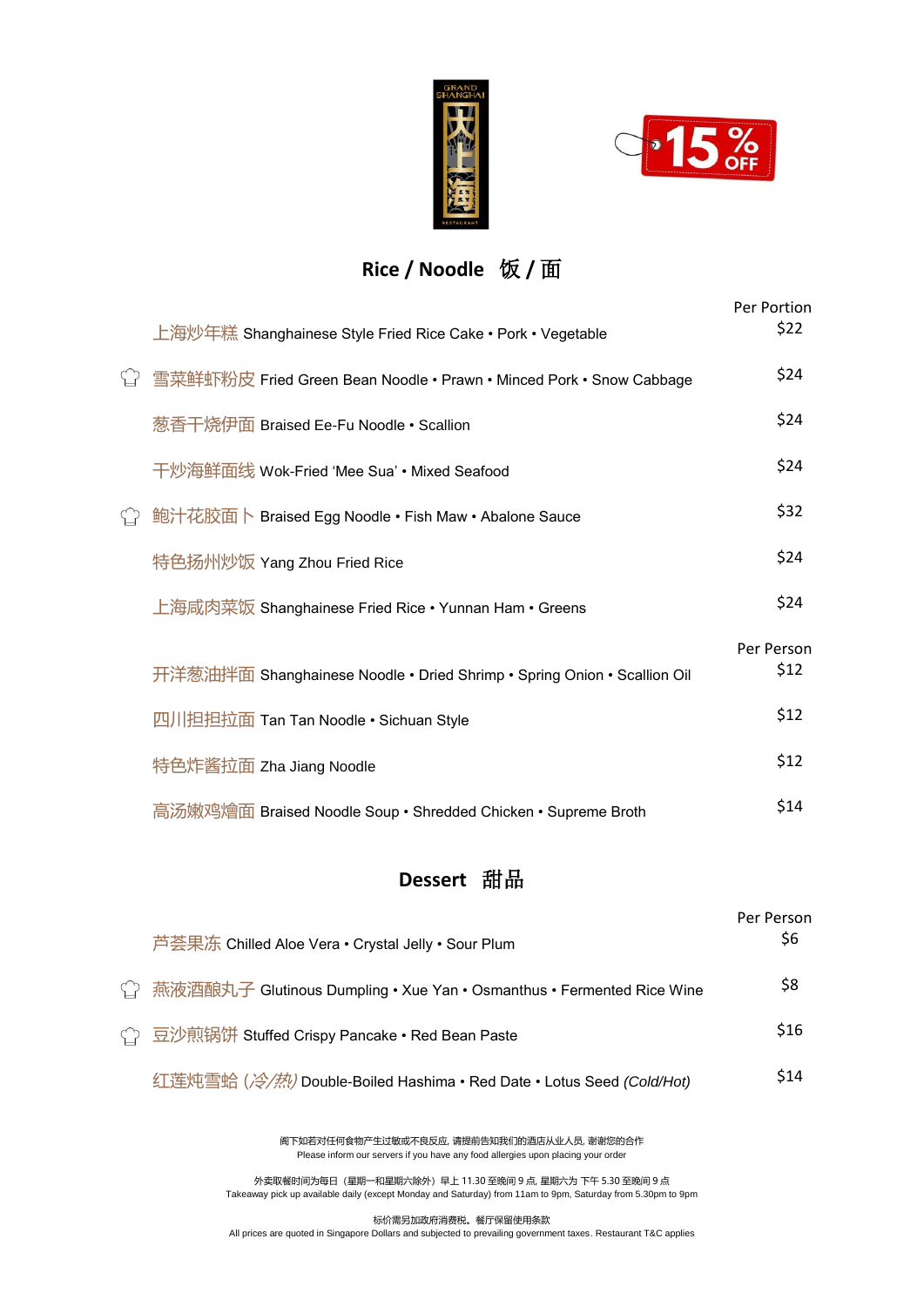GRAND SHANGHAI 大上海 RESTAURANT

15% OFF

## Rice / Noodle 饭 / 面

| | | |
|---|---|---|
| | | Per Portion |
| | 上海炒年糕 Shanghainese Style Fried Rice Cake • Pork • Vegetable | $22 |
| 🐓 | 雪菜鲜虾粉皮 Fried Green Bean Noodle • Prawn • Minced Pork • Snow Cabbage | $24 |
| | 葱香干烧伊面 Braised Ee-Fu Noodle • Scallion | $24 |
| | 干炒海鲜面线 Wok-Fried 'Mee Sua' • Mixed Seafood | $24 |
| 🐓 | 鲍汁花胶面卜 Braised Egg Noodle • Fish Maw • Abalone Sauce | $32 |
| | 特色扬州炒饭 Yang Zhou Fried Rice | $24 |
| | 上海咸肉菜饭 Shanghainese Fried Rice • Yunnan Ham • Greens | $24 |
| | | Per Person |
| | 开洋葱油拌面 Shanghainese Noodle • Dried Shrimp • Spring Onion • Scallion Oil | $12 |
| | 四川担担拉面 Tan Tan Noodle • Sichuan Style | $12 |
| | 特色炸酱拉面 Zha Jiang Noodle | $12 |
| | 高汤嫩鸡燴面 Braised Noodle Soup • Shredded Chicken • Supreme Broth | $14 |

## Dessert 甜品

| | | |
|---|---|---|
| | | Per Person |
| | 芦荟果冻 Chilled Aloe Vera • Crystal Jelly • Sour Plum | $6 |
| 🐓 | 燕液酒酿丸子 Glutinous Dumpling • Xue Yan • Osmanthus • Fermented Rice Wine | $8 |
| 🐓 | 豆沙煎锅饼 Stuffed Crispy Pancake • Red Bean Paste | $16 |
| | 红莲炖雪蛤 *(冷/热)* Double-Boiled Hashima • Red Date • Lotus Seed *(Cold/Hot)* | $14 |

阁下如若对任何食物产生过敏或不良反应, 请提前告知我们的酒店从业人员, 谢谢您的合作
Please inform our servers if you have any food allergies upon placing your order

外卖取餐时间为每日（星期一和星期六除外）早上 11.30 至晚间 9 点, 星期六为 下午 5.30 至晚间 9 点
Takeaway pick up available daily (except Monday and Saturday) from 11am to 9pm, Saturday from 5.30pm to 9pm

标价需另加政府消费税。餐厅保留使用条款
All prices are quoted in Singapore Dollars and subjected to prevailing government taxes. Restaurant T&C applies